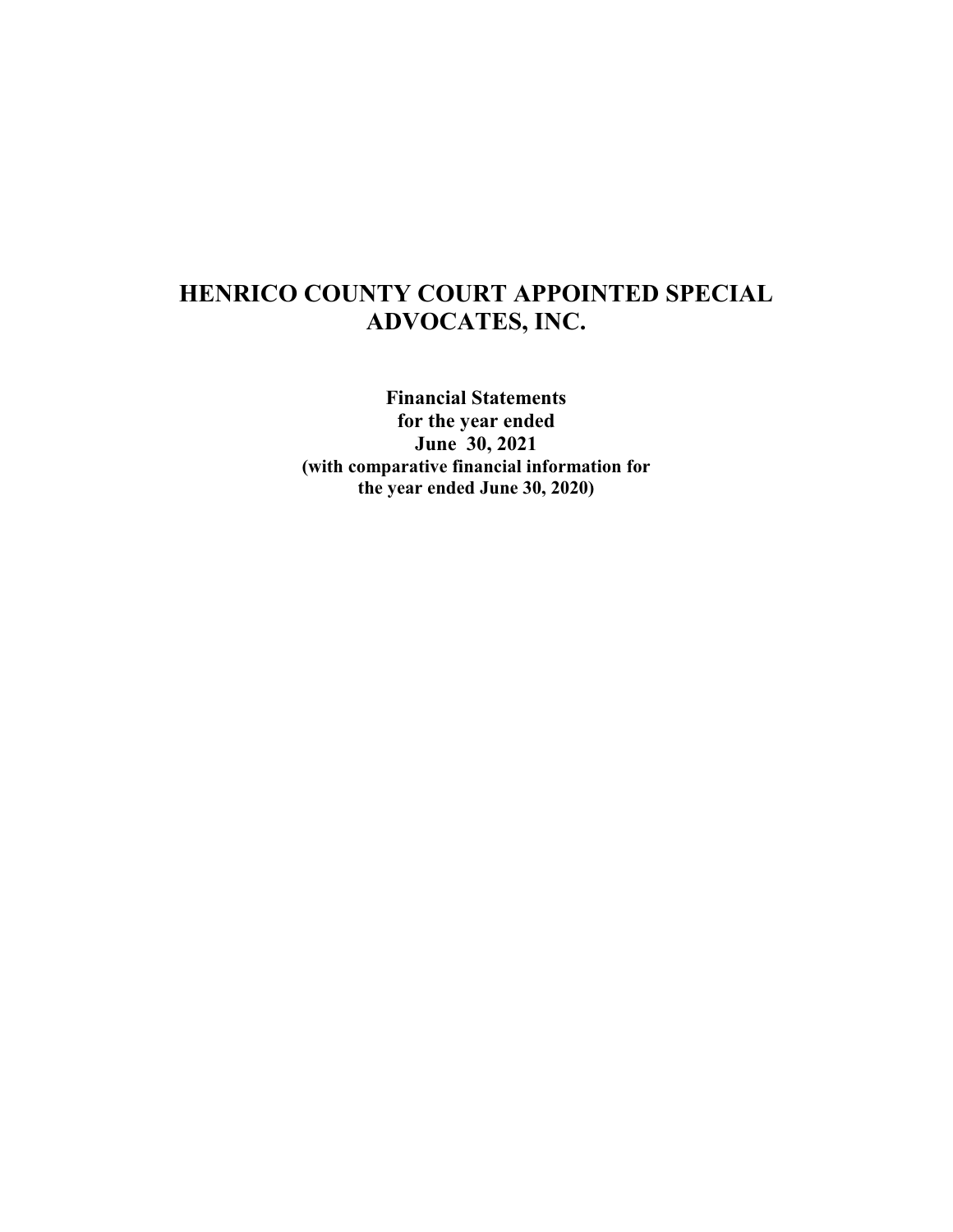# HENRICO COUNTY COURT APPOINTED SPECIAL ADVOCATES, INC.

**Financial Statements**
**for the year ended**
**June 30, 2021**
**(with comparative financial information for the year ended June 30, 2020)**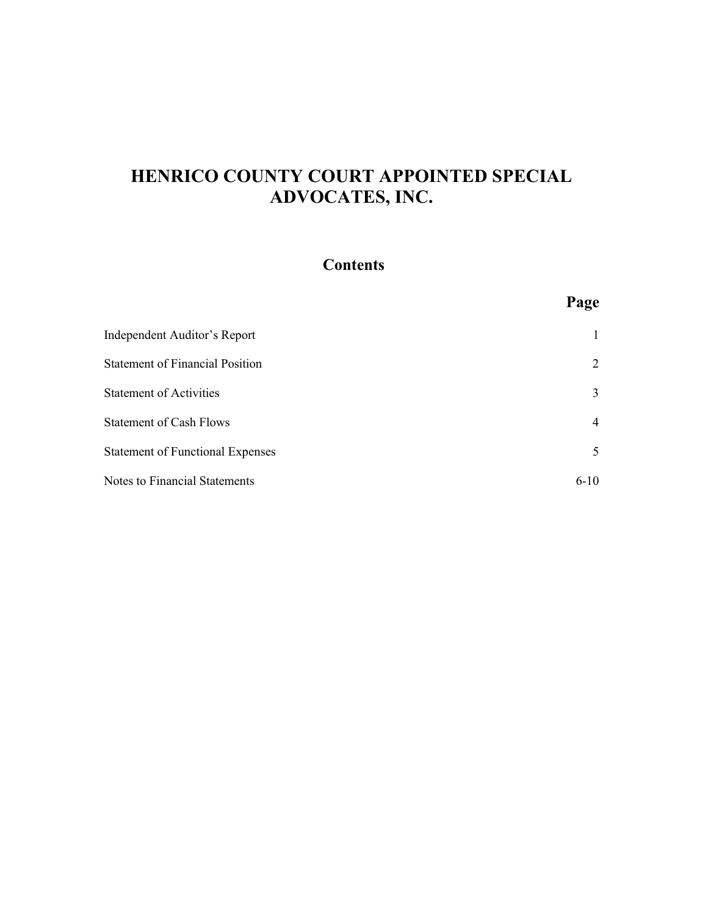# HENRICO COUNTY COURT APPOINTED SPECIAL ADVOCATES, INC.

## Contents

| | Page |
|---|---|
| Independent Auditor's Report | 1 |
| Statement of Financial Position | 2 |
| Statement of Activities | 3 |
| Statement of Cash Flows | 4 |
| Statement of Functional Expenses | 5 |
| Notes to Financial Statements | 6-10 |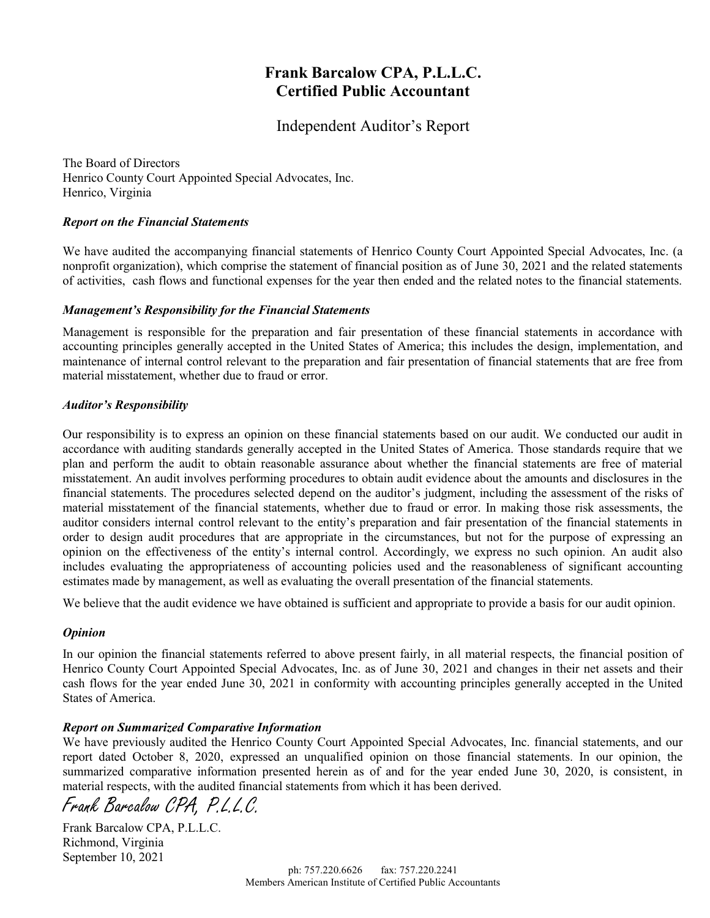# Frank Barcalow CPA, P.L.L.C.
# Certified Public Accountant

## Independent Auditor's Report

The Board of Directors
Henrico County Court Appointed Special Advocates, Inc.
Henrico, Virginia

***Report on the Financial Statements***

We have audited the accompanying financial statements of Henrico County Court Appointed Special Advocates, Inc. (a nonprofit organization), which comprise the statement of financial position as of June 30, 2021 and the related statements of activities, cash flows and functional expenses for the year then ended and the related notes to the financial statements.

***Management's Responsibility for the Financial Statements***

Management is responsible for the preparation and fair presentation of these financial statements in accordance with accounting principles generally accepted in the United States of America; this includes the design, implementation, and maintenance of internal control relevant to the preparation and fair presentation of financial statements that are free from material misstatement, whether due to fraud or error.

***Auditor's Responsibility***

Our responsibility is to express an opinion on these financial statements based on our audit. We conducted our audit in accordance with auditing standards generally accepted in the United States of America. Those standards require that we plan and perform the audit to obtain reasonable assurance about whether the financial statements are free of material misstatement. An audit involves performing procedures to obtain audit evidence about the amounts and disclosures in the financial statements. The procedures selected depend on the auditor's judgment, including the assessment of the risks of material misstatement of the financial statements, whether due to fraud or error. In making those risk assessments, the auditor considers internal control relevant to the entity's preparation and fair presentation of the financial statements in order to design audit procedures that are appropriate in the circumstances, but not for the purpose of expressing an opinion on the effectiveness of the entity's internal control. Accordingly, we express no such opinion. An audit also includes evaluating the appropriateness of accounting policies used and the reasonableness of significant accounting estimates made by management, as well as evaluating the overall presentation of the financial statements.

We believe that the audit evidence we have obtained is sufficient and appropriate to provide a basis for our audit opinion.

***Opinion***

In our opinion the financial statements referred to above present fairly, in all material respects, the financial position of Henrico County Court Appointed Special Advocates, Inc. as of June 30, 2021 and changes in their net assets and their cash flows for the year ended June 30, 2021 in conformity with accounting principles generally accepted in the United States of America.

***Report on Summarized Comparative Information***

We have previously audited the Henrico County Court Appointed Special Advocates, Inc. financial statements, and our report dated October 8, 2020, expressed an unqualified opinion on those financial statements. In our opinion, the summarized comparative information presented herein as of and for the year ended June 30, 2020, is consistent, in material respects, with the audited financial statements from which it has been derived.

*Frank Barcalow CPA, P.L.L.C.*

Frank Barcalow CPA, P.L.L.C.
Richmond, Virginia
September 10, 2021

ph: 757.220.6626 fax: 757.220.2241
Members American Institute of Certified Public Accountants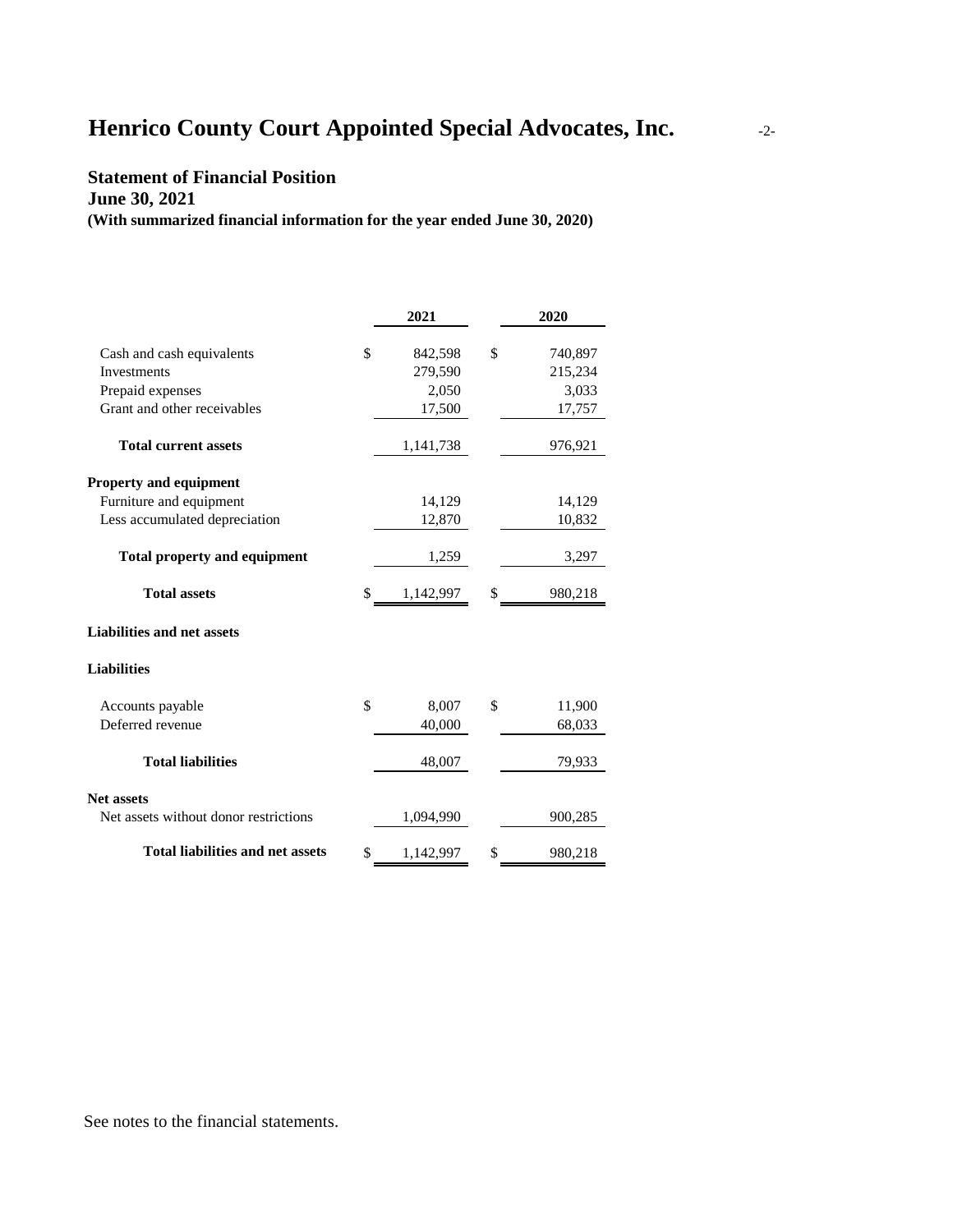# Henrico County Court Appointed Special Advocates, Inc.

**Statement of Financial Position**
**June 30, 2021**
**(With summarized financial information for the year ended June 30, 2020)**

| | 2021 | 2020 |
|---|---|---|
| Cash and cash equivalents | $ 842,598 | $ 740,897 |
| Investments | 279,590 | 215,234 |
| Prepaid expenses | 2,050 | 3,033 |
| Grant and other receivables | 17,500 | 17,757 |
| **Total current assets** | 1,141,738 | 976,921 |
| **Property and equipment** | | |
| Furniture and equipment | 14,129 | 14,129 |
| Less accumulated depreciation | 12,870 | 10,832 |
| **Total property and equipment** | 1,259 | 3,297 |
| **Total assets** | $ 1,142,997 | $ 980,218 |
| **Liabilities and net assets** | | |
| **Liabilities** | | |
| Accounts payable | $ 8,007 | $ 11,900 |
| Deferred revenue | 40,000 | 68,033 |
| **Total liabilities** | 48,007 | 79,933 |
| **Net assets** | | |
| Net assets without donor restrictions | 1,094,990 | 900,285 |
| **Total liabilities and net assets** | $ 1,142,997 | $ 980,218 |

See notes to the financial statements.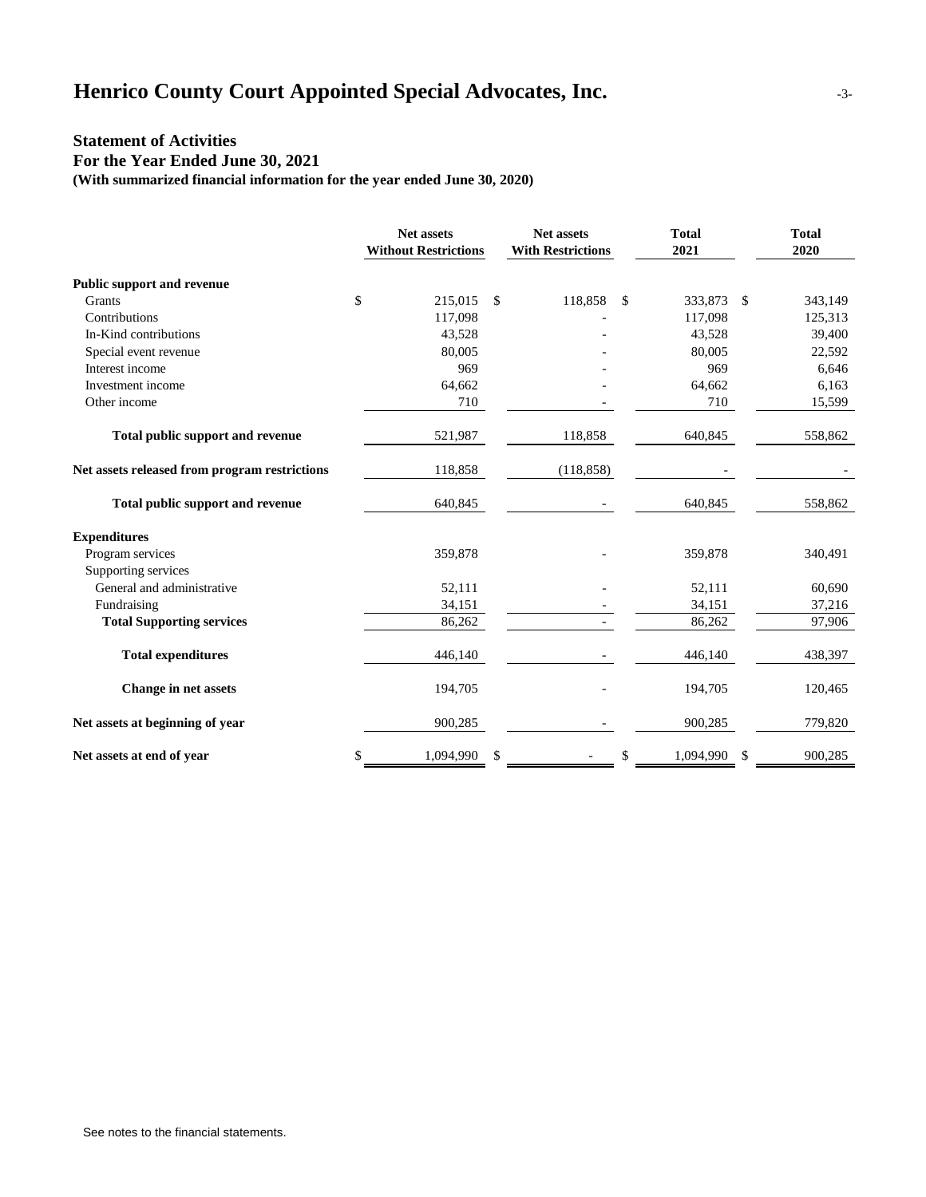# Henrico County Court Appointed Special Advocates, Inc.

## Statement of Activities

**For the Year Ended June 30, 2021**

**(With summarized financial information for the year ended June 30, 2020)**

| | Net assets Without Restrictions | Net assets With Restrictions | Total 2021 | Total 2020 |
|---|---|---|---|---|
| **Public support and revenue** | | | | |
| Grants | $ 215,015 | $ 118,858 | $ 333,873 | $ 343,149 |
| Contributions | 117,098 | - | 117,098 | 125,313 |
| In-Kind contributions | 43,528 | - | 43,528 | 39,400 |
| Special event revenue | 80,005 | - | 80,005 | 22,592 |
| Interest income | 969 | - | 969 | 6,646 |
| Investment income | 64,662 | - | 64,662 | 6,163 |
| Other income | 710 | - | 710 | 15,599 |
| **Total public support and revenue** | 521,987 | 118,858 | 640,845 | 558,862 |
| **Net assets released from program restrictions** | 118,858 | (118,858) | - | - |
| **Total public support and revenue** | 640,845 | - | 640,845 | 558,862 |
| **Expenditures** | | | | |
| Program services | 359,878 | - | 359,878 | 340,491 |
| Supporting services | | | | |
| General and administrative | 52,111 | - | 52,111 | 60,690 |
| Fundraising | 34,151 | - | 34,151 | 37,216 |
| **Total Supporting services** | 86,262 | - | 86,262 | 97,906 |
| **Total expenditures** | 446,140 | - | 446,140 | 438,397 |
| **Change in net assets** | 194,705 | - | 194,705 | 120,465 |
| **Net assets at beginning of year** | 900,285 | - | 900,285 | 779,820 |
| **Net assets at end of year** | $ 1,094,990 | $ - | $ 1,094,990 | $ 900,285 |

See notes to the financial statements.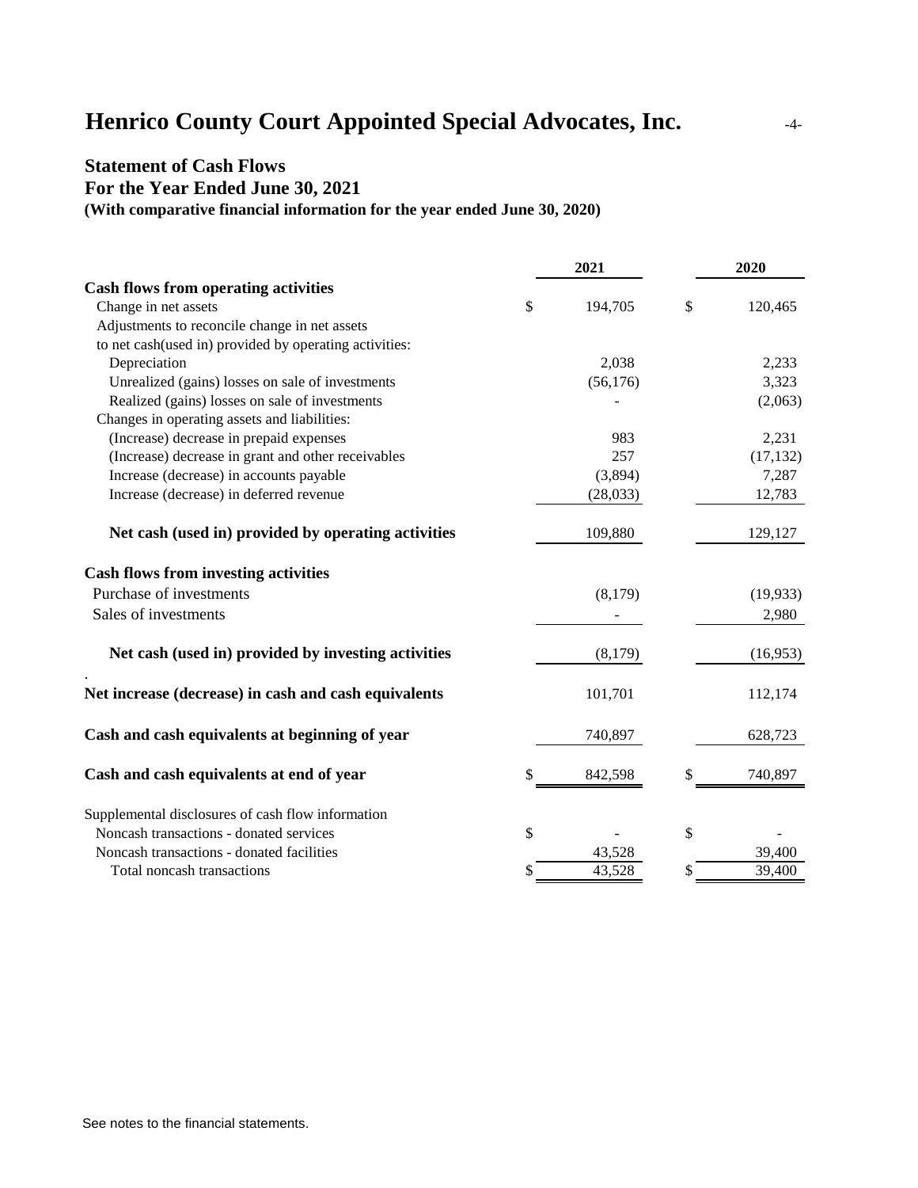# Henrico County Court Appointed Special Advocates, Inc.

## Statement of Cash Flows
### For the Year Ended June 30, 2021
**(With comparative financial information for the year ended June 30, 2020)**

| | 2021 | 2020 |
|---|---|---|
| **Cash flows from operating activities** | | |
| Change in net assets | $ 194,705 | $ 120,465 |
| Adjustments to reconcile change in net assets to net cash(used in) provided by operating activities: | | |
| Depreciation | 2,038 | 2,233 |
| Unrealized (gains) losses on sale of investments | (56,176) | 3,323 |
| Realized (gains) losses on sale of investments | - | (2,063) |
| Changes in operating assets and liabilities: | | |
| (Increase) decrease in prepaid expenses | 983 | 2,231 |
| (Increase) decrease in grant and other receivables | 257 | (17,132) |
| Increase (decrease) in accounts payable | (3,894) | 7,287 |
| Increase (decrease) in deferred revenue | (28,033) | 12,783 |
| **Net cash (used in) provided by operating activities** | 109,880 | 129,127 |
| **Cash flows from investing activities** | | |
| Purchase of investments | (8,179) | (19,933) |
| Sales of investments | - | 2,980 |
| **Net cash (used in) provided by investing activities** | (8,179) | (16,953) |
| **Net increase (decrease) in cash and cash equivalents** | 101,701 | 112,174 |
| **Cash and cash equivalents at beginning of year** | 740,897 | 628,723 |
| **Cash and cash equivalents at end of year** | $ 842,598 | $ 740,897 |
| Supplemental disclosures of cash flow information | | |
| Noncash transactions - donated services | $ - | $ - |
| Noncash transactions - donated facilities | 43,528 | 39,400 |
| Total noncash transactions | $ 43,528 | $ 39,400 |

See notes to the financial statements.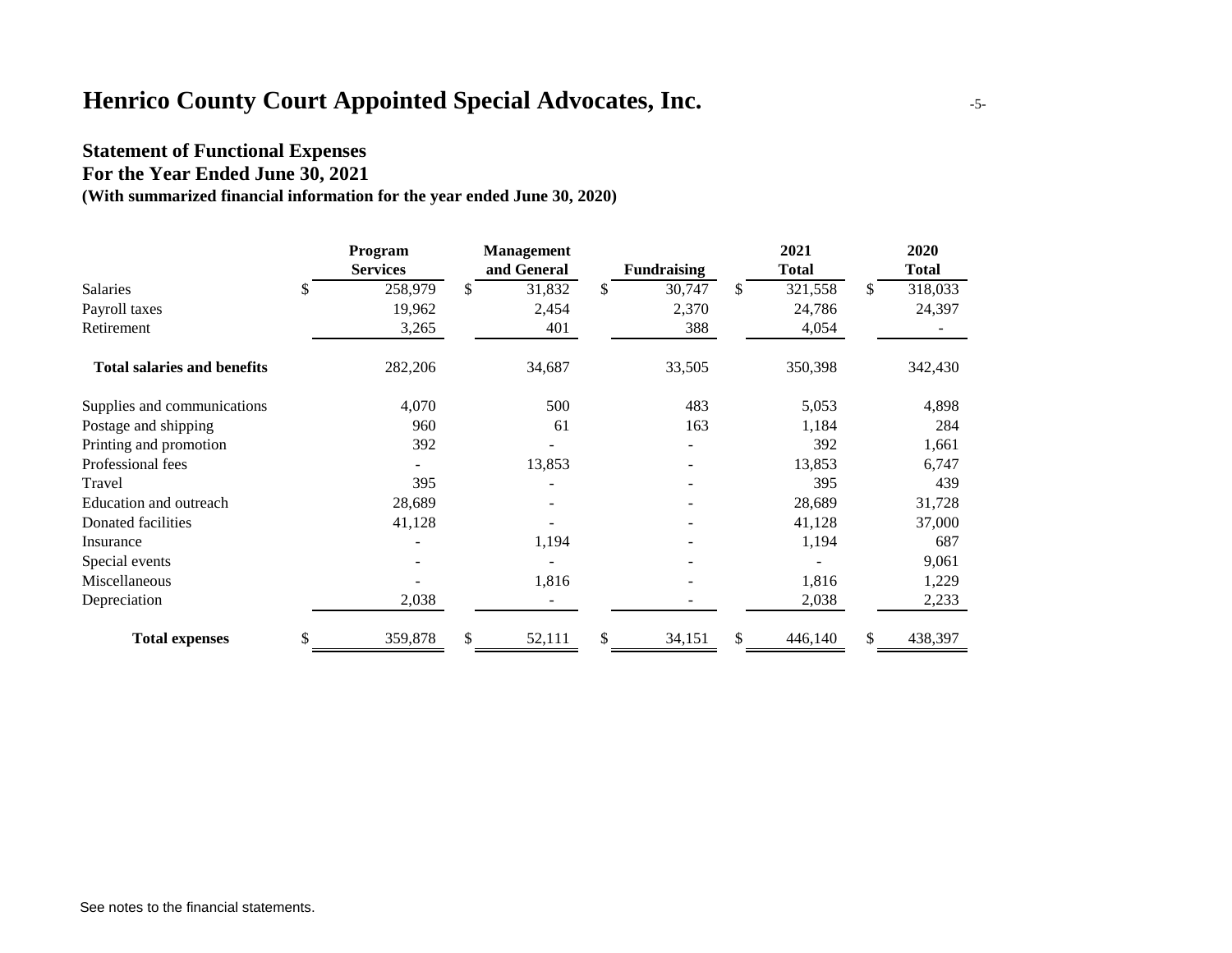# Henrico County Court Appointed Special Advocates, Inc.

## Statement of Functional Expenses
**For the Year Ended June 30, 2021**
**(With summarized financial information for the year ended June 30, 2020)**

| | Program Services | Management and General | Fundraising | 2021 Total | 2020 Total |
|---|---|---|---|---|---|
| Salaries | $ 258,979 | $ 31,832 | $ 30,747 | $ 321,558 | $ 318,033 |
| Payroll taxes | 19,962 | 2,454 | 2,370 | 24,786 | 24,397 |
| Retirement | 3,265 | 401 | 388 | 4,054 | - |
| **Total salaries and benefits** | 282,206 | 34,687 | 33,505 | 350,398 | 342,430 |
| Supplies and communications | 4,070 | 500 | 483 | 5,053 | 4,898 |
| Postage and shipping | 960 | 61 | 163 | 1,184 | 284 |
| Printing and promotion | 392 | - | - | 392 | 1,661 |
| Professional fees | - | 13,853 | - | 13,853 | 6,747 |
| Travel | 395 | - | - | 395 | 439 |
| Education and outreach | 28,689 | - | - | 28,689 | 31,728 |
| Donated facilities | 41,128 | - | - | 41,128 | 37,000 |
| Insurance | - | 1,194 | - | 1,194 | 687 |
| Special events | - | - | - | - | 9,061 |
| Miscellaneous | - | 1,816 | - | 1,816 | 1,229 |
| Depreciation | 2,038 | - | - | 2,038 | 2,233 |
| **Total expenses** | $ 359,878 | $ 52,111 | $ 34,151 | $ 446,140 | $ 438,397 |

See notes to the financial statements.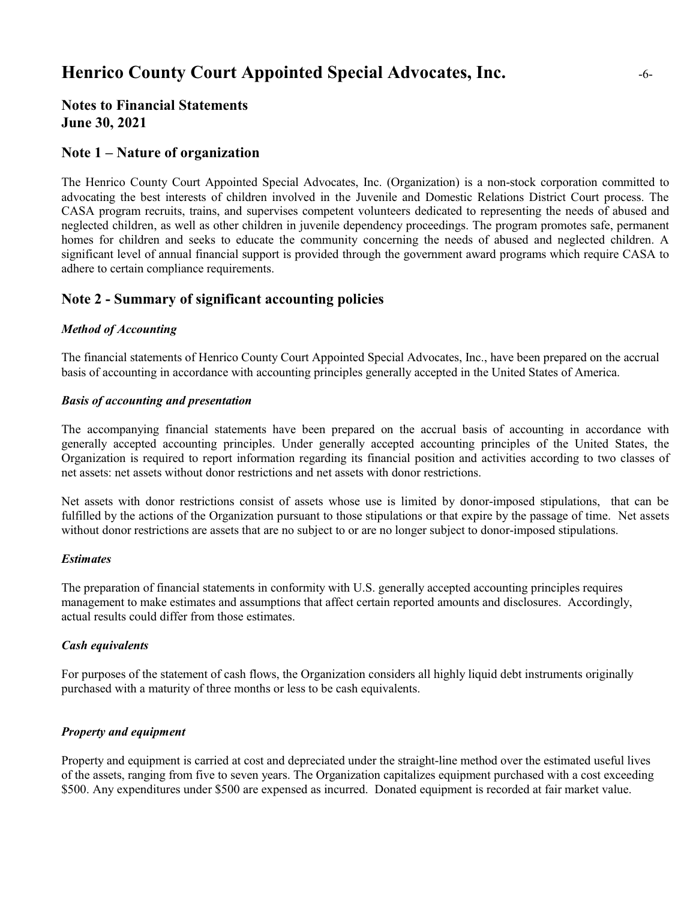# Henrico County Court Appointed Special Advocates, Inc.

## Notes to Financial Statements
## June 30, 2021

## Note 1 – Nature of organization

The Henrico County Court Appointed Special Advocates, Inc. (Organization) is a non-stock corporation committed to advocating the best interests of children involved in the Juvenile and Domestic Relations District Court process. The CASA program recruits, trains, and supervises competent volunteers dedicated to representing the needs of abused and neglected children, as well as other children in juvenile dependency proceedings. The program promotes safe, permanent homes for children and seeks to educate the community concerning the needs of abused and neglected children. A significant level of annual financial support is provided through the government award programs which require CASA to adhere to certain compliance requirements.

## Note 2 - Summary of significant accounting policies

### *Method of Accounting*

The financial statements of Henrico County Court Appointed Special Advocates, Inc., have been prepared on the accrual basis of accounting in accordance with accounting principles generally accepted in the United States of America.

### *Basis of accounting and presentation*

The accompanying financial statements have been prepared on the accrual basis of accounting in accordance with generally accepted accounting principles. Under generally accepted accounting principles of the United States, the Organization is required to report information regarding its financial position and activities according to two classes of net assets: net assets without donor restrictions and net assets with donor restrictions.

Net assets with donor restrictions consist of assets whose use is limited by donor-imposed stipulations, that can be fulfilled by the actions of the Organization pursuant to those stipulations or that expire by the passage of time. Net assets without donor restrictions are assets that are no subject to or are no longer subject to donor-imposed stipulations.

### *Estimates*

The preparation of financial statements in conformity with U.S. generally accepted accounting principles requires management to make estimates and assumptions that affect certain reported amounts and disclosures. Accordingly, actual results could differ from those estimates.

### *Cash equivalents*

For purposes of the statement of cash flows, the Organization considers all highly liquid debt instruments originally purchased with a maturity of three months or less to be cash equivalents.

### *Property and equipment*

Property and equipment is carried at cost and depreciated under the straight-line method over the estimated useful lives of the assets, ranging from five to seven years. The Organization capitalizes equipment purchased with a cost exceeding $500. Any expenditures under $500 are expensed as incurred. Donated equipment is recorded at fair market value.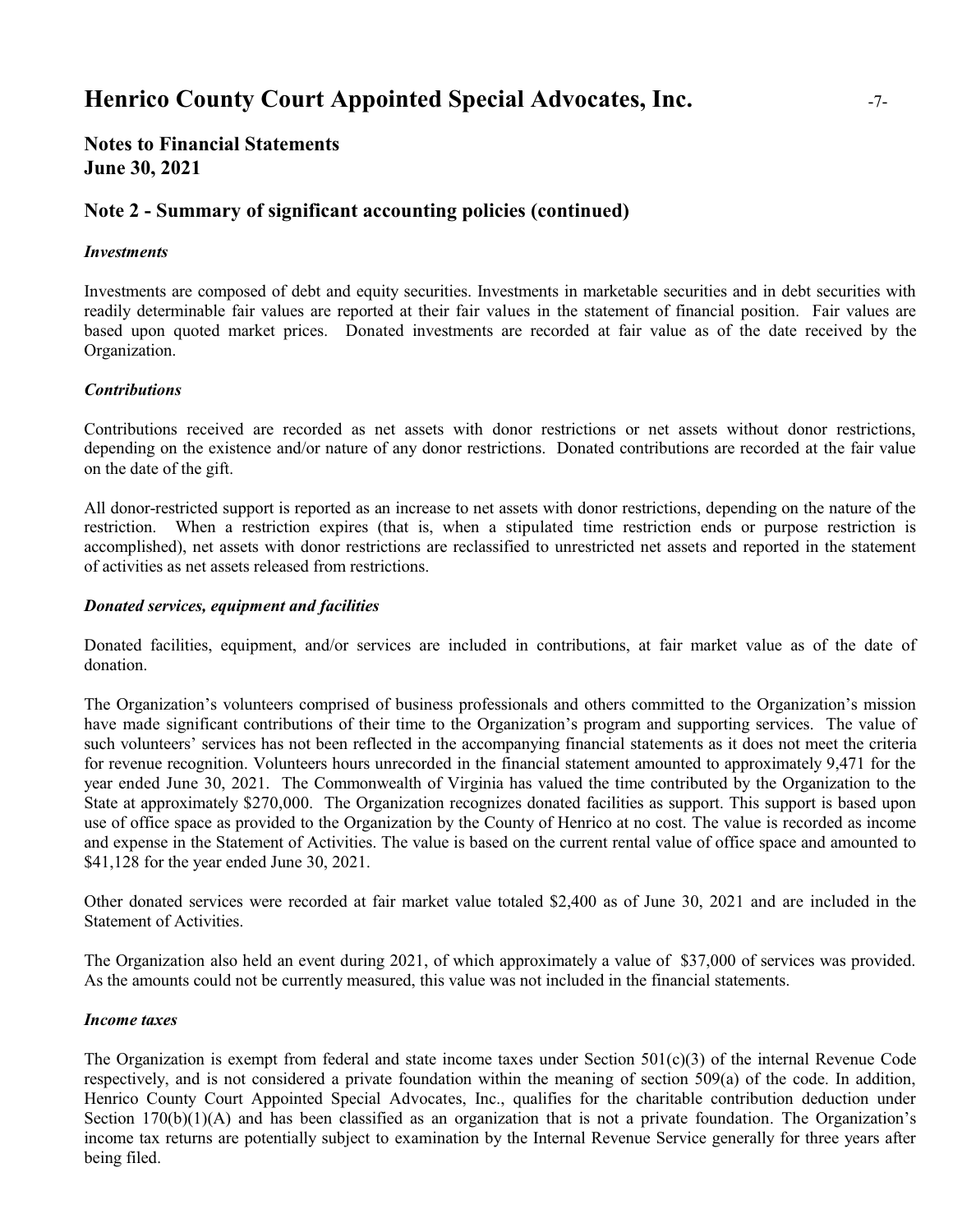# Henrico County Court Appointed Special Advocates, Inc.

## Notes to Financial Statements
## June 30, 2021

## Note 2 - Summary of significant accounting policies (continued)

***Investments***

Investments are composed of debt and equity securities. Investments in marketable securities and in debt securities with readily determinable fair values are reported at their fair values in the statement of financial position. Fair values are based upon quoted market prices. Donated investments are recorded at fair value as of the date received by the Organization.

***Contributions***

Contributions received are recorded as net assets with donor restrictions or net assets without donor restrictions, depending on the existence and/or nature of any donor restrictions. Donated contributions are recorded at the fair value on the date of the gift.

All donor-restricted support is reported as an increase to net assets with donor restrictions, depending on the nature of the restriction. When a restriction expires (that is, when a stipulated time restriction ends or purpose restriction is accomplished), net assets with donor restrictions are reclassified to unrestricted net assets and reported in the statement of activities as net assets released from restrictions.

***Donated services, equipment and facilities***

Donated facilities, equipment, and/or services are included in contributions, at fair market value as of the date of donation.

The Organization's volunteers comprised of business professionals and others committed to the Organization's mission have made significant contributions of their time to the Organization's program and supporting services. The value of such volunteers' services has not been reflected in the accompanying financial statements as it does not meet the criteria for revenue recognition. Volunteers hours unrecorded in the financial statement amounted to approximately 9,471 for the year ended June 30, 2021. The Commonwealth of Virginia has valued the time contributed by the Organization to the State at approximately $270,000. The Organization recognizes donated facilities as support. This support is based upon use of office space as provided to the Organization by the County of Henrico at no cost. The value is recorded as income and expense in the Statement of Activities. The value is based on the current rental value of office space and amounted to $41,128 for the year ended June 30, 2021.

Other donated services were recorded at fair market value totaled $2,400 as of June 30, 2021 and are included in the Statement of Activities.

The Organization also held an event during 2021, of which approximately a value of $37,000 of services was provided. As the amounts could not be currently measured, this value was not included in the financial statements.

***Income taxes***

The Organization is exempt from federal and state income taxes under Section 501(c)(3) of the internal Revenue Code respectively, and is not considered a private foundation within the meaning of section 509(a) of the code. In addition, Henrico County Court Appointed Special Advocates, Inc., qualifies for the charitable contribution deduction under Section 170(b)(1)(A) and has been classified as an organization that is not a private foundation. The Organization's income tax returns are potentially subject to examination by the Internal Revenue Service generally for three years after being filed.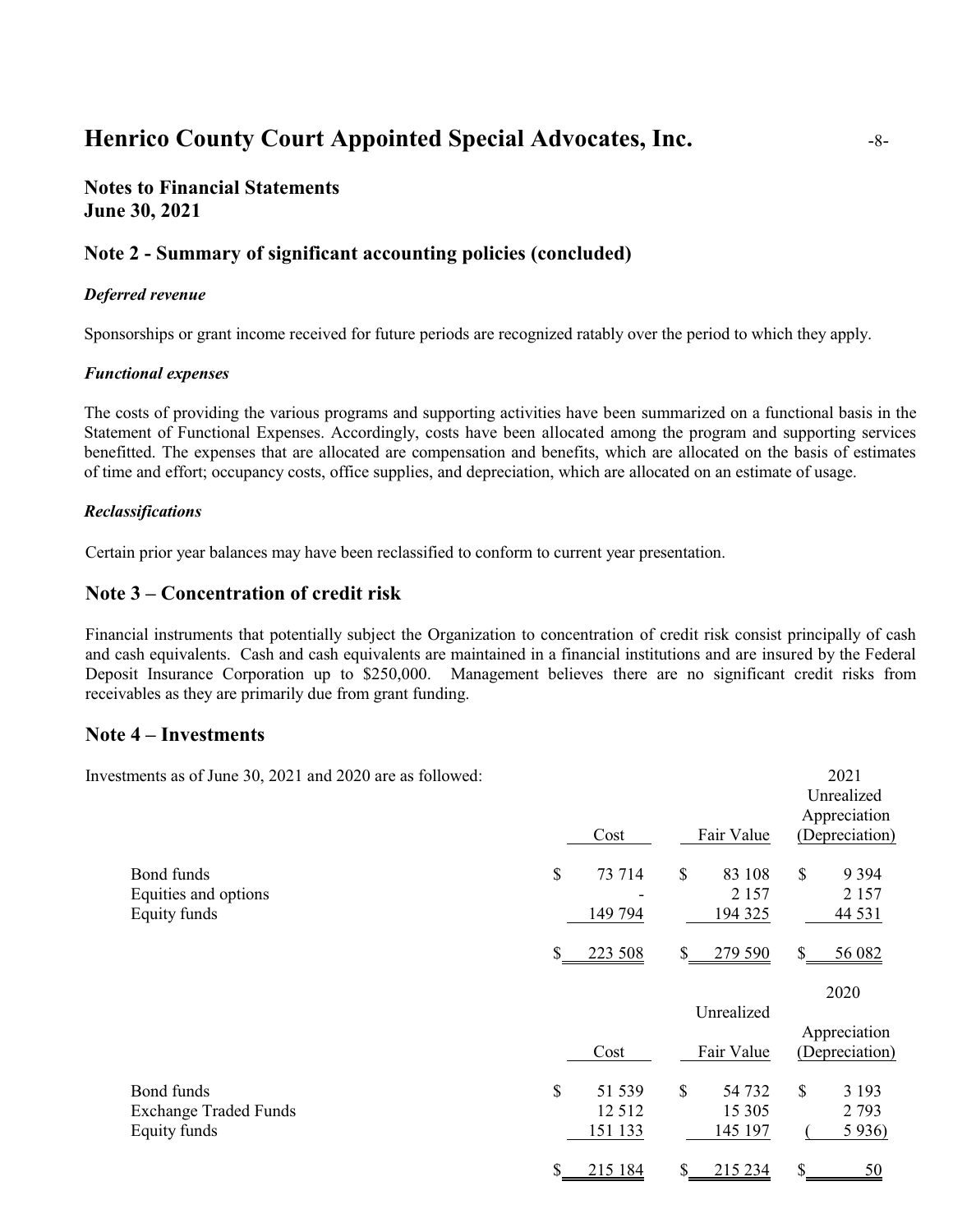# Henrico County Court Appointed Special Advocates, Inc.

## Notes to Financial Statements
## June 30, 2021

## Note 2 - Summary of significant accounting policies (concluded)

***Deferred revenue***

Sponsorships or grant income received for future periods are recognized ratably over the period to which they apply.

***Functional expenses***

The costs of providing the various programs and supporting activities have been summarized on a functional basis in the Statement of Functional Expenses. Accordingly, costs have been allocated among the program and supporting services benefitted. The expenses that are allocated are compensation and benefits, which are allocated on the basis of estimates of time and effort; occupancy costs, office supplies, and depreciation, which are allocated on an estimate of usage.

***Reclassifications***

Certain prior year balances may have been reclassified to conform to current year presentation.

## Note 3 – Concentration of credit risk

Financial instruments that potentially subject the Organization to concentration of credit risk consist principally of cash and cash equivalents. Cash and cash equivalents are maintained in a financial institutions and are insured by the Federal Deposit Insurance Corporation up to $250,000. Management believes there are no significant credit risks from receivables as they are primarily due from grant funding.

## Note 4 – Investments

Investments as of June 30, 2021 and 2020 are as followed:

| | Cost | Fair Value | 2021 Unrealized Appreciation (Depreciation) |
|---|---|---|---|
| Bond funds | $ 73 714 | $ 83 108 | $ 9 394 |
| Equities and options | - | 2 157 | 2 157 |
| Equity funds | 149 794 | 194 325 | 44 531 |
| | $ 223 508 | $ 279 590 | $ 56 082 |

| | Cost | Fair Value | 2020 Unrealized Appreciation (Depreciation) |
|---|---|---|---|
| Bond funds | $ 51 539 | $ 54 732 | $ 3 193 |
| Exchange Traded Funds | 12 512 | 15 305 | 2 793 |
| Equity funds | 151 133 | 145 197 | ( 5 936) |
| | $ 215 184 | $ 215 234 | $ 50 |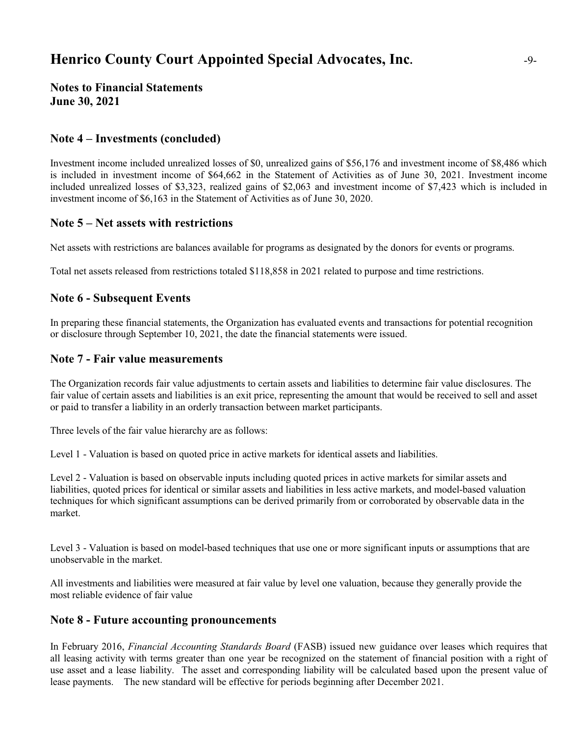# Henrico County Court Appointed Special Advocates, Inc.

**Notes to Financial Statements**
**June 30, 2021**

## Note 4 – Investments (concluded)

Investment income included unrealized losses of $0, unrealized gains of $56,176 and investment income of $8,486 which is included in investment income of $64,662 in the Statement of Activities as of June 30, 2021. Investment income included unrealized losses of $3,323, realized gains of $2,063 and investment income of $7,423 which is included in investment income of $6,163 in the Statement of Activities as of June 30, 2020.

## Note 5 – Net assets with restrictions

Net assets with restrictions are balances available for programs as designated by the donors for events or programs.

Total net assets released from restrictions totaled $118,858 in 2021 related to purpose and time restrictions.

## Note 6 - Subsequent Events

In preparing these financial statements, the Organization has evaluated events and transactions for potential recognition or disclosure through September 10, 2021, the date the financial statements were issued.

## Note 7 - Fair value measurements

The Organization records fair value adjustments to certain assets and liabilities to determine fair value disclosures. The fair value of certain assets and liabilities is an exit price, representing the amount that would be received to sell and asset or paid to transfer a liability in an orderly transaction between market participants.

Three levels of the fair value hierarchy are as follows:

Level 1 - Valuation is based on quoted price in active markets for identical assets and liabilities.

Level 2 - Valuation is based on observable inputs including quoted prices in active markets for similar assets and liabilities, quoted prices for identical or similar assets and liabilities in less active markets, and model-based valuation techniques for which significant assumptions can be derived primarily from or corroborated by observable data in the market.

Level 3 - Valuation is based on model-based techniques that use one or more significant inputs or assumptions that are unobservable in the market.

All investments and liabilities were measured at fair value by level one valuation, because they generally provide the most reliable evidence of fair value

## Note 8 - Future accounting pronouncements

In February 2016, *Financial Accounting Standards Board* (FASB) issued new guidance over leases which requires that all leasing activity with terms greater than one year be recognized on the statement of financial position with a right of use asset and a lease liability. The asset and corresponding liability will be calculated based upon the present value of lease payments. The new standard will be effective for periods beginning after December 2021.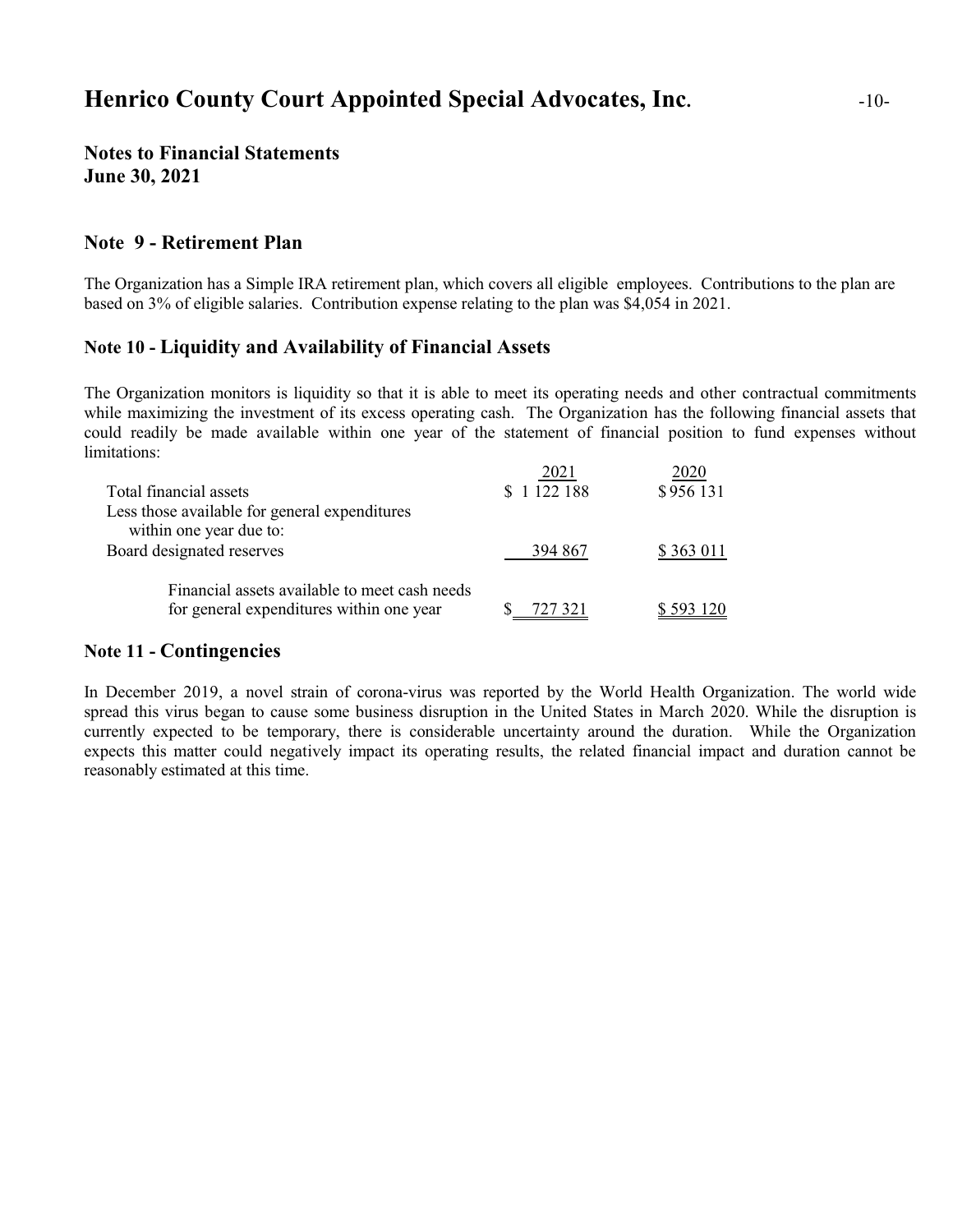# Henrico County Court Appointed Special Advocates, Inc.

**Notes to Financial Statements**
**June 30, 2021**

## Note 9 - Retirement Plan

The Organization has a Simple IRA retirement plan, which covers all eligible employees. Contributions to the plan are based on 3% of eligible salaries. Contribution expense relating to the plan was $4,054 in 2021.

## Note 10 - Liquidity and Availability of Financial Assets

The Organization monitors is liquidity so that it is able to meet its operating needs and other contractual commitments while maximizing the investment of its excess operating cash. The Organization has the following financial assets that could readily be made available within one year of the statement of financial position to fund expenses without limitations:

| | 2021 | 2020 |
|---|---|---|
| Total financial assets | $ 1 122 188 | $ 956 131 |
| Less those available for general expenditures within one year due to: | | |
| Board designated reserves | 394 867 | $ 363 011 |
| Financial assets available to meet cash needs for general expenditures within one year | $ 727 321 | $ 593 120 |

## Note 11 - Contingencies

In December 2019, a novel strain of corona-virus was reported by the World Health Organization. The world wide spread this virus began to cause some business disruption in the United States in March 2020. While the disruption is currently expected to be temporary, there is considerable uncertainty around the duration. While the Organization expects this matter could negatively impact its operating results, the related financial impact and duration cannot be reasonably estimated at this time.